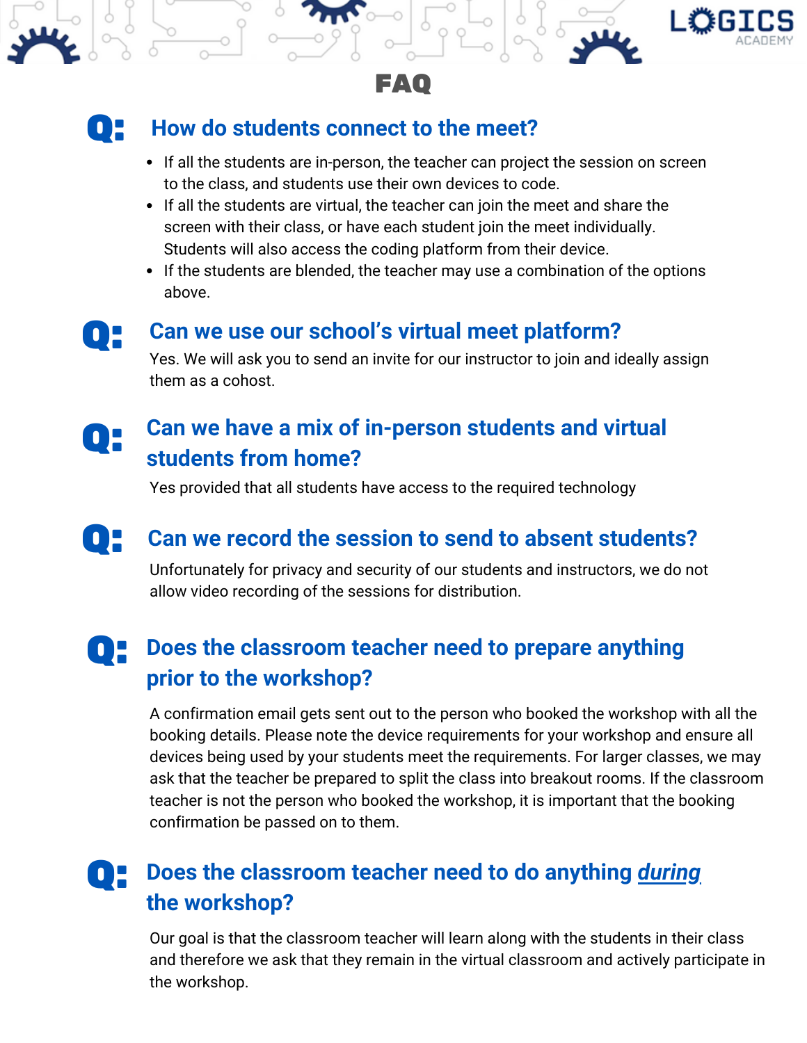# FAQ

## Q: How do students connect to the meet?

- If all the students are in-person, the teacher can project the session on screen to the class, and students use their own devices to code.
- If all the students are virtual, the teacher can join the meet and share the screen with their class, or have each student join the meet individually. Students will also access the coding platform from their device.
- If the students are blended, the teacher may use a combination of the options above.

## Q: Can we use our school's virtual meet platform?

Yes. We will ask you to send an invite for our instructor to join and ideally assign them as a cohost.

## Q: Can we have a mix of in-person students and virtual students from home?

Yes provided that all students have access to the required technology

## Q: Can we record the session to send to absent students?

Unfortunately for privacy and security of our students and instructors, we do not allow video recording of the sessions for distribution.

## Q: Does the classroom teacher need to prepare anything prior to the workshop?

A confirmation email gets sent out to the person who booked the workshop with all the booking details. Please note the device requirements for your workshop and ensure all devices being used by your students meet the requirements. For larger classes, we may ask that the teacher be prepared to split the class into breakout rooms. If the classroom teacher is not the person who booked the workshop, it is important that the booking confirmation be passed on to them.

## Q: Does the classroom teacher need to do anything *during* the workshop?

Our goal is that the classroom teacher will learn along with the students in their class and therefore we ask that they remain in the virtual classroom and actively participate in the workshop.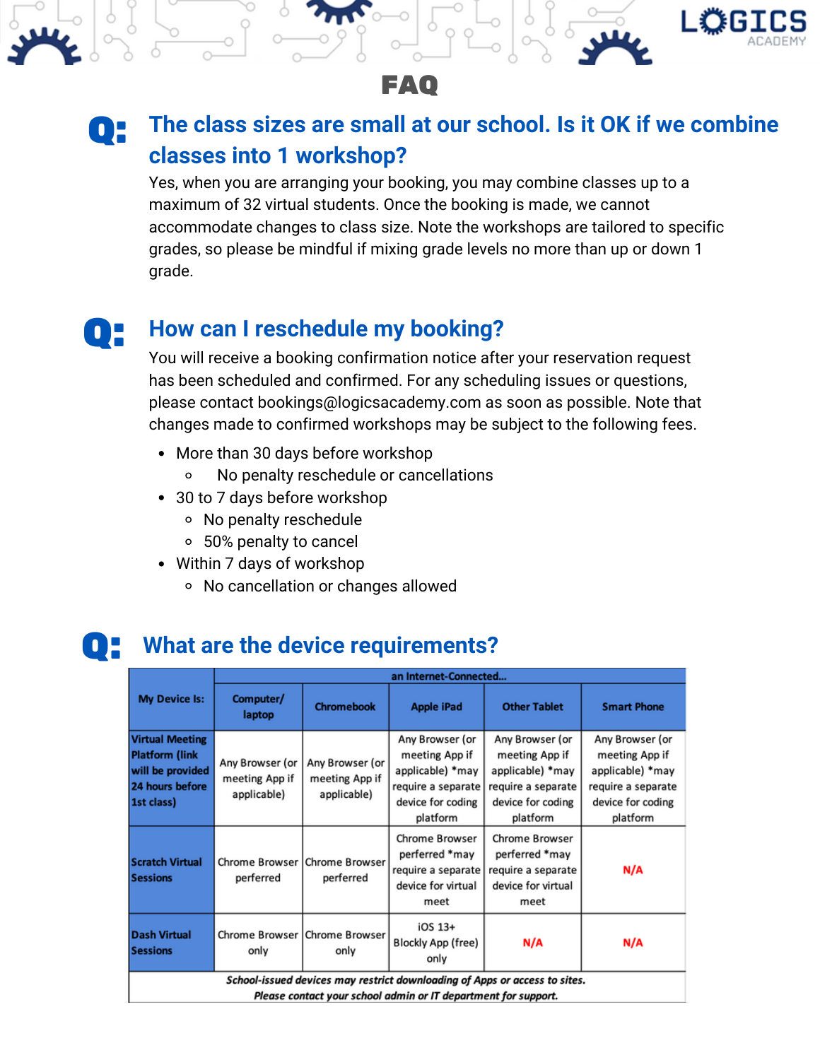# FAQ

## Q: The class sizes are small at our school. Is it OK if we combine classes into 1 workshop?

Yes, when you are arranging your booking, you may combine classes up to a maximum of 32 virtual students. Once the booking is made, we cannot accommodate changes to class size. Note the workshops are tailored to specific grades, so please be mindful if mixing grade levels no more than up or down 1 grade.

## Q: How can I reschedule my booking?

You will receive a booking confirmation notice after your reservation request has been scheduled and confirmed. For any scheduling issues or questions, please contact bookings@logicsacademy.com as soon as possible. Note that changes made to confirmed workshops may be subject to the following fees.

- More than 30 days before workshop
  - No penalty reschedule or cancellations
- 30 to 7 days before workshop
  - No penalty reschedule
  - 50% penalty to cancel
- Within 7 days of workshop
  - No cancellation or changes allowed

## Q: What are the device requirements?

| My Device Is: | an Internet-Connected... | | | | |
|---|---|---|---|---|---|
| | Computer/ laptop | Chromebook | Apple iPad | Other Tablet | Smart Phone |
| Virtual Meeting Platform (link will be provided 24 hours before 1st class) | Any Browser (or meeting App if applicable) | Any Browser (or meeting App if applicable) | Any Browser (or meeting App if applicable) *may require a separate device for coding platform | Any Browser (or meeting App if applicable) *may require a separate device for coding platform | Any Browser (or meeting App if applicable) *may require a separate device for coding platform |
| Scratch Virtual Sessions | Chrome Browser perferred | Chrome Browser perferred | Chrome Browser perferred *may require a separate device for virtual meet | Chrome Browser perferred *may require a separate device for virtual meet | N/A |
| Dash Virtual Sessions | Chrome Browser only | Chrome Browser only | iOS 13+ Blockly App (free) only | N/A | N/A |
| ***School-issued devices may restrict downloading of Apps or access to sites. Please contact your school admin or IT department for support.*** | | | | | |